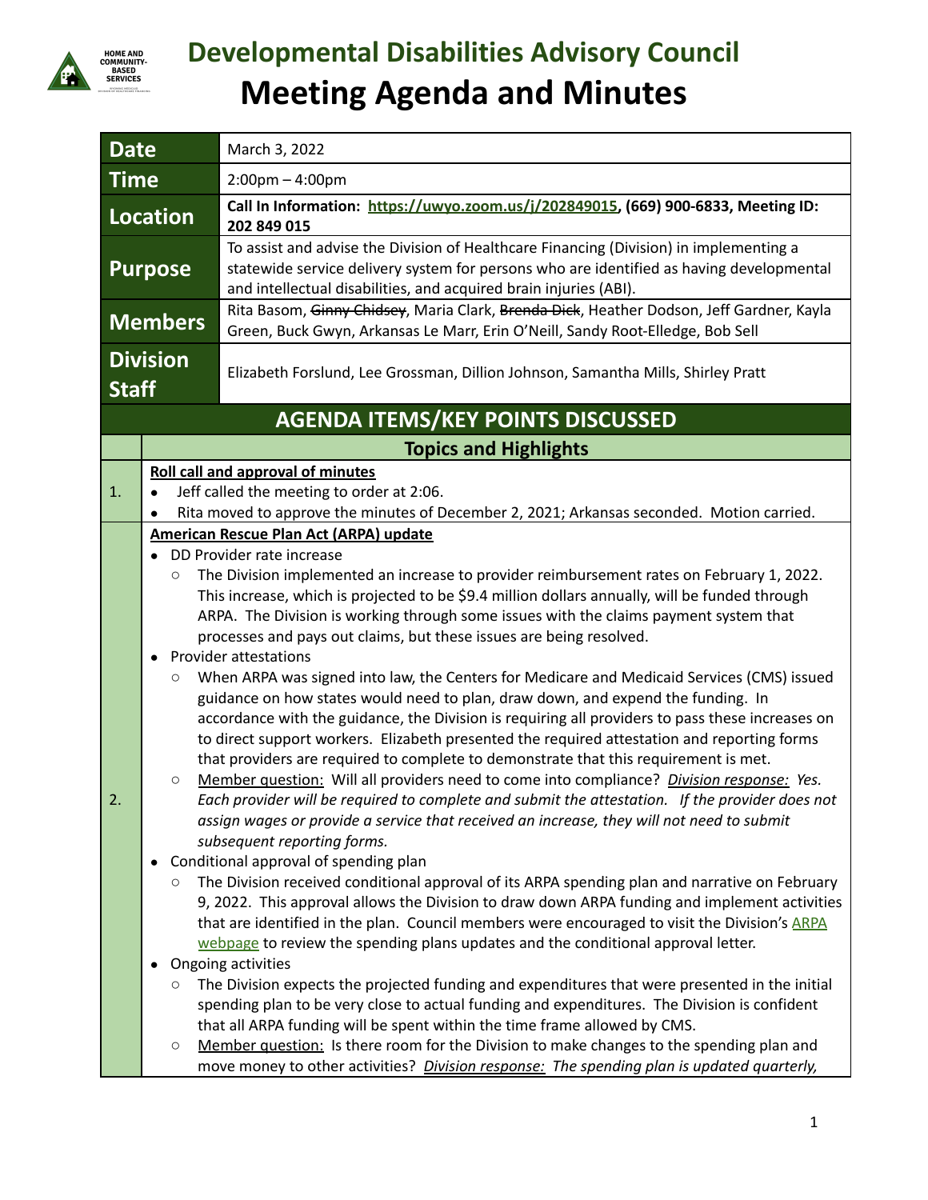# Developmental Disabilities Advisory Council

# Meeting Agenda and Minutes

| | |
|---|---|
| **Date** | March 3, 2022 |
| **Time** | 2:00pm – 4:00pm |
| **Location** | **Call In Information: https://uwyo.zoom.us/j/202849015, (669) 900-6833, Meeting ID: 202 849 015** |
| **Purpose** | To assist and advise the Division of Healthcare Financing (Division) in implementing a statewide service delivery system for persons who are identified as having developmental and intellectual disabilities, and acquired brain injuries (ABI). |
| **Members** | Rita Basom, ~~Ginny Chidsey~~, Maria Clark, ~~Brenda Dick~~, Heather Dodson, Jeff Gardner, Kayla Green, Buck Gwyn, Arkansas Le Marr, Erin O'Neill, Sandy Root-Elledge, Bob Sell |
| **Division Staff** | Elizabeth Forslund, Lee Grossman, Dillion Johnson, Samantha Mills, Shirley Pratt |

## AGENDA ITEMS/KEY POINTS DISCUSSED

### Topics and Highlights

**1. Roll call and approval of minutes**

- Jeff called the meeting to order at 2:06.
- Rita moved to approve the minutes of December 2, 2021; Arkansas seconded. Motion carried.

**2. American Rescue Plan Act (ARPA) update**

- DD Provider rate increase
  - The Division implemented an increase to provider reimbursement rates on February 1, 2022. This increase, which is projected to be $9.4 million dollars annually, will be funded through ARPA. The Division is working through some issues with the claims payment system that processes and pays out claims, but these issues are being resolved.
- Provider attestations
  - When ARPA was signed into law, the Centers for Medicare and Medicaid Services (CMS) issued guidance on how states would need to plan, draw down, and expend the funding. In accordance with the guidance, the Division is requiring all providers to pass these increases on to direct support workers. Elizabeth presented the required attestation and reporting forms that providers are required to complete to demonstrate that this requirement is met.
  - Member question: Will all providers need to come into compliance? ***Division response:*** *Yes. Each provider will be required to complete and submit the attestation. If the provider does not assign wages or provide a service that received an increase, they will not need to submit subsequent reporting forms.*
- Conditional approval of spending plan
  - The Division received conditional approval of its ARPA spending plan and narrative on February 9, 2022. This approval allows the Division to draw down ARPA funding and implement activities that are identified in the plan. Council members were encouraged to visit the Division's ARPA webpage to review the spending plans updates and the conditional approval letter.
- Ongoing activities
  - The Division expects the projected funding and expenditures that were presented in the initial spending plan to be very close to actual funding and expenditures. The Division is confident that all ARPA funding will be spent within the time frame allowed by CMS.
  - Member question: Is there room for the Division to make changes to the spending plan and move money to other activities? ***Division response:*** *The spending plan is updated quarterly,*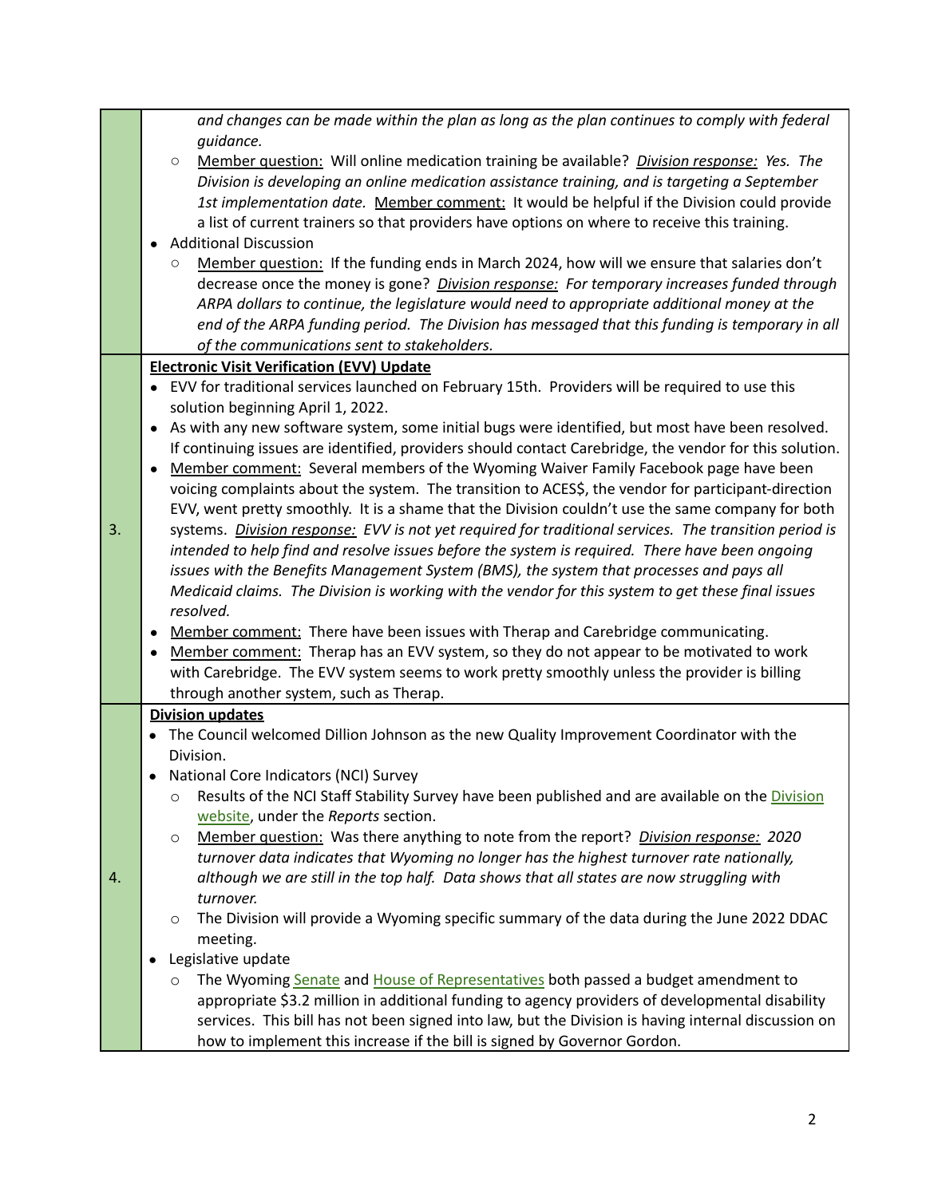| | |
|---|---|
| | *and changes can be made within the plan as long as the plan continues to comply with federal guidance.*<br>◦ Member question: Will online medication training be available? ***Division response:*** *Yes. The Division is developing an online medication assistance training, and is targeting a September 1st implementation date.* Member comment: It would be helpful if the Division could provide a list of current trainers so that providers have options on where to receive this training.<br>• Additional Discussion<br>◦ Member question: If the funding ends in March 2024, how will we ensure that salaries don't decrease once the money is gone? ***Division response:*** *For temporary increases funded through ARPA dollars to continue, the legislature would need to appropriate additional money at the end of the ARPA funding period. The Division has messaged that this funding is temporary in all of the communications sent to stakeholders.* |
| 3. | **Electronic Visit Verification (EVV) Update**<br>• EVV for traditional services launched on February 15th. Providers will be required to use this solution beginning April 1, 2022.<br>• As with any new software system, some initial bugs were identified, but most have been resolved. If continuing issues are identified, providers should contact Carebridge, the vendor for this solution.<br>• Member comment: Several members of the Wyoming Waiver Family Facebook page have been voicing complaints about the system. The transition to ACES$, the vendor for participant-direction EVV, went pretty smoothly. It is a shame that the Division couldn't use the same company for both systems. ***Division response:*** *EVV is not yet required for traditional services. The transition period is intended to help find and resolve issues before the system is required. There have been ongoing issues with the Benefits Management System (BMS), the system that processes and pays all Medicaid claims. The Division is working with the vendor for this system to get these final issues resolved.*<br>• Member comment: There have been issues with Therap and Carebridge communicating.<br>• Member comment: Therap has an EVV system, so they do not appear to be motivated to work with Carebridge. The EVV system seems to work pretty smoothly unless the provider is billing through another system, such as Therap. |
| 4. | **Division updates**<br>• The Council welcomed Dillion Johnson as the new Quality Improvement Coordinator with the Division.<br>• National Core Indicators (NCI) Survey<br>◦ Results of the NCI Staff Stability Survey have been published and are available on the Division website, under the *Reports* section.<br>◦ Member question: Was there anything to note from the report? ***Division response:*** *2020 turnover data indicates that Wyoming no longer has the highest turnover rate nationally, although we are still in the top half. Data shows that all states are now struggling with turnover.*<br>◦ The Division will provide a Wyoming specific summary of the data during the June 2022 DDAC meeting.<br>• Legislative update<br>◦ The Wyoming Senate and House of Representatives both passed a budget amendment to appropriate $3.2 million in additional funding to agency providers of developmental disability services. This bill has not been signed into law, but the Division is having internal discussion on how to implement this increase if the bill is signed by Governor Gordon. |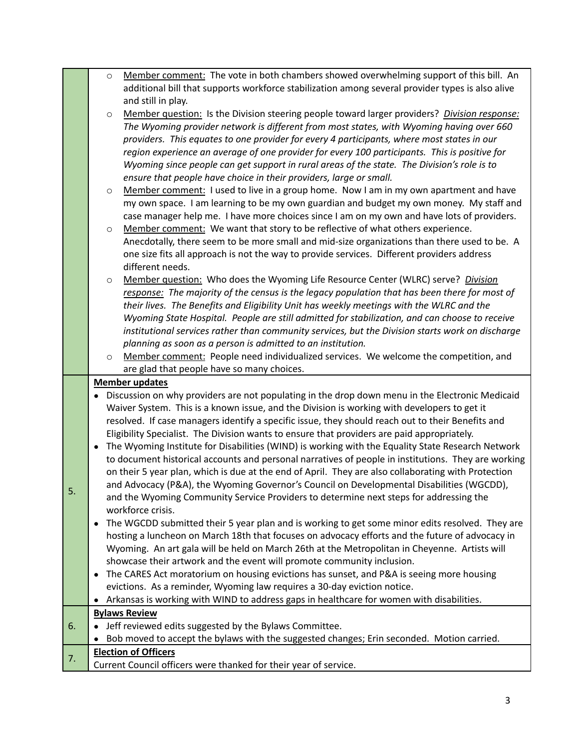| | |
|---|---|
| | - Member comment: The vote in both chambers showed overwhelming support of this bill. An additional bill that supports workforce stabilization among several provider types is also alive and still in play.<br>- Member question: Is the Division steering people toward larger providers? ***Division response:*** *The Wyoming provider network is different from most states, with Wyoming having over 660 providers. This equates to one provider for every 4 participants, where most states in our region experience an average of one provider for every 100 participants. This is positive for Wyoming since people can get support in rural areas of the state. The Division's role is to ensure that people have choice in their providers, large or small.*<br>- Member comment: I used to live in a group home. Now I am in my own apartment and have my own space. I am learning to be my own guardian and budget my own money. My staff and case manager help me. I have more choices since I am on my own and have lots of providers.<br>- Member comment: We want that story to be reflective of what others experience. Anecdotally, there seem to be more small and mid-size organizations than there used to be. A one size fits all approach is not the way to provide services. Different providers address different needs.<br>- Member question: Who does the Wyoming Life Resource Center (WLRC) serve? ***Division response:*** *The majority of the census is the legacy population that has been there for most of their lives. The Benefits and Eligibility Unit has weekly meetings with the WLRC and the Wyoming State Hospital. People are still admitted for stabilization, and can choose to receive institutional services rather than community services, but the Division starts work on discharge planning as soon as a person is admitted to an institution.*<br>- Member comment: People need individualized services. We welcome the competition, and are glad that people have so many choices. |
| 5. | **Member updates**<br>- Discussion on why providers are not populating in the drop down menu in the Electronic Medicaid Waiver System. This is a known issue, and the Division is working with developers to get it resolved. If case managers identify a specific issue, they should reach out to their Benefits and Eligibility Specialist. The Division wants to ensure that providers are paid appropriately.<br>- The Wyoming Institute for Disabilities (WIND) is working with the Equality State Research Network to document historical accounts and personal narratives of people in institutions. They are working on their 5 year plan, which is due at the end of April. They are also collaborating with Protection and Advocacy (P&A), the Wyoming Governor's Council on Developmental Disabilities (WGCDD), and the Wyoming Community Service Providers to determine next steps for addressing the workforce crisis.<br>- The WGCDD submitted their 5 year plan and is working to get some minor edits resolved. They are hosting a luncheon on March 18th that focuses on advocacy efforts and the future of advocacy in Wyoming. An art gala will be held on March 26th at the Metropolitan in Cheyenne. Artists will showcase their artwork and the event will promote community inclusion.<br>- The CARES Act moratorium on housing evictions has sunset, and P&A is seeing more housing evictions. As a reminder, Wyoming law requires a 30-day eviction notice.<br>- Arkansas is working with WIND to address gaps in healthcare for women with disabilities. |
| 6. | **Bylaws Review**<br>- Jeff reviewed edits suggested by the Bylaws Committee.<br>- Bob moved to accept the bylaws with the suggested changes; Erin seconded. Motion carried. |
| 7. | **Election of Officers**<br>Current Council officers were thanked for their year of service. |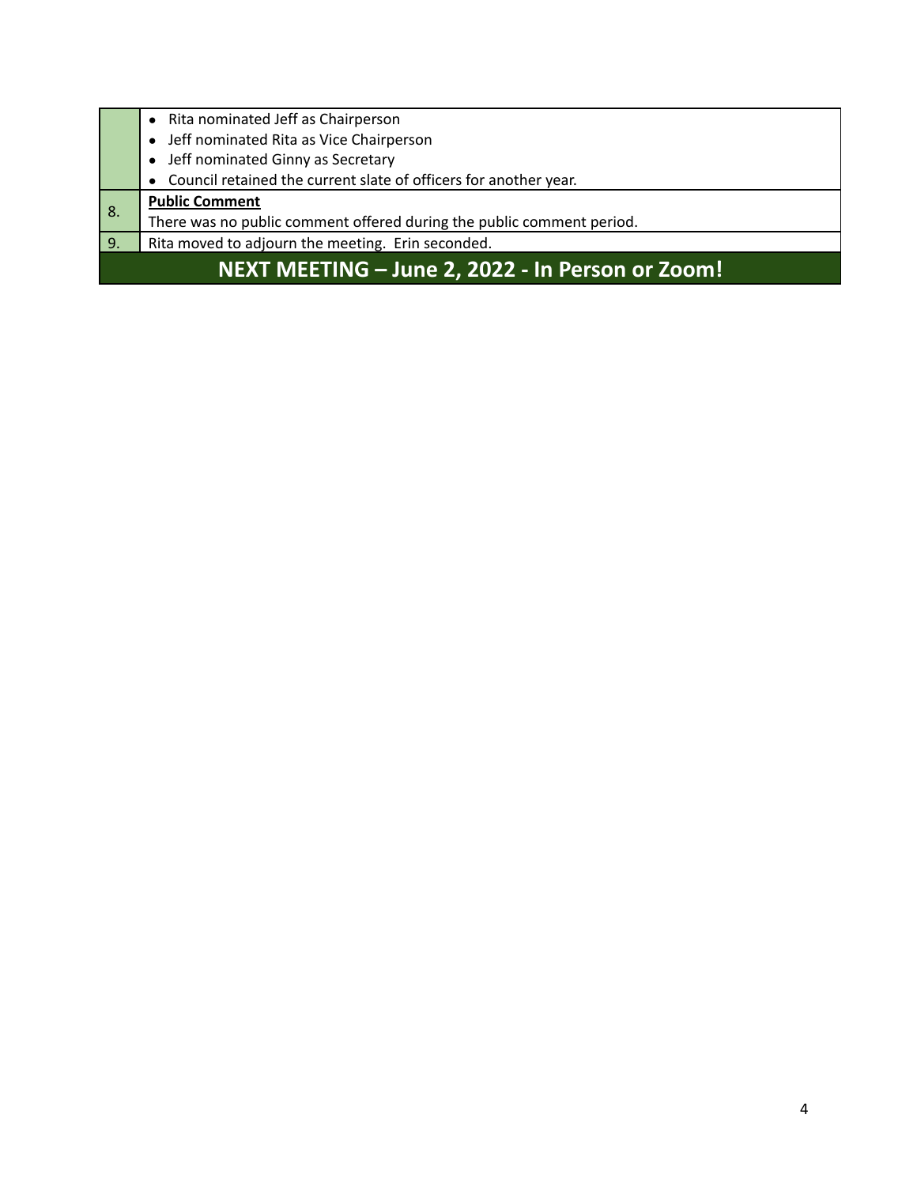| | |
|---|---|
| | • Rita nominated Jeff as Chairperson<br>• Jeff nominated Rita as Vice Chairperson<br>• Jeff nominated Ginny as Secretary<br>• Council retained the current slate of officers for another year. |
| 8. | **Public Comment**<br>There was no public comment offered during the public comment period. |
| 9. | Rita moved to adjourn the meeting.  Erin seconded. |

**NEXT MEETING – June 2, 2022 - In Person or Zoom!**